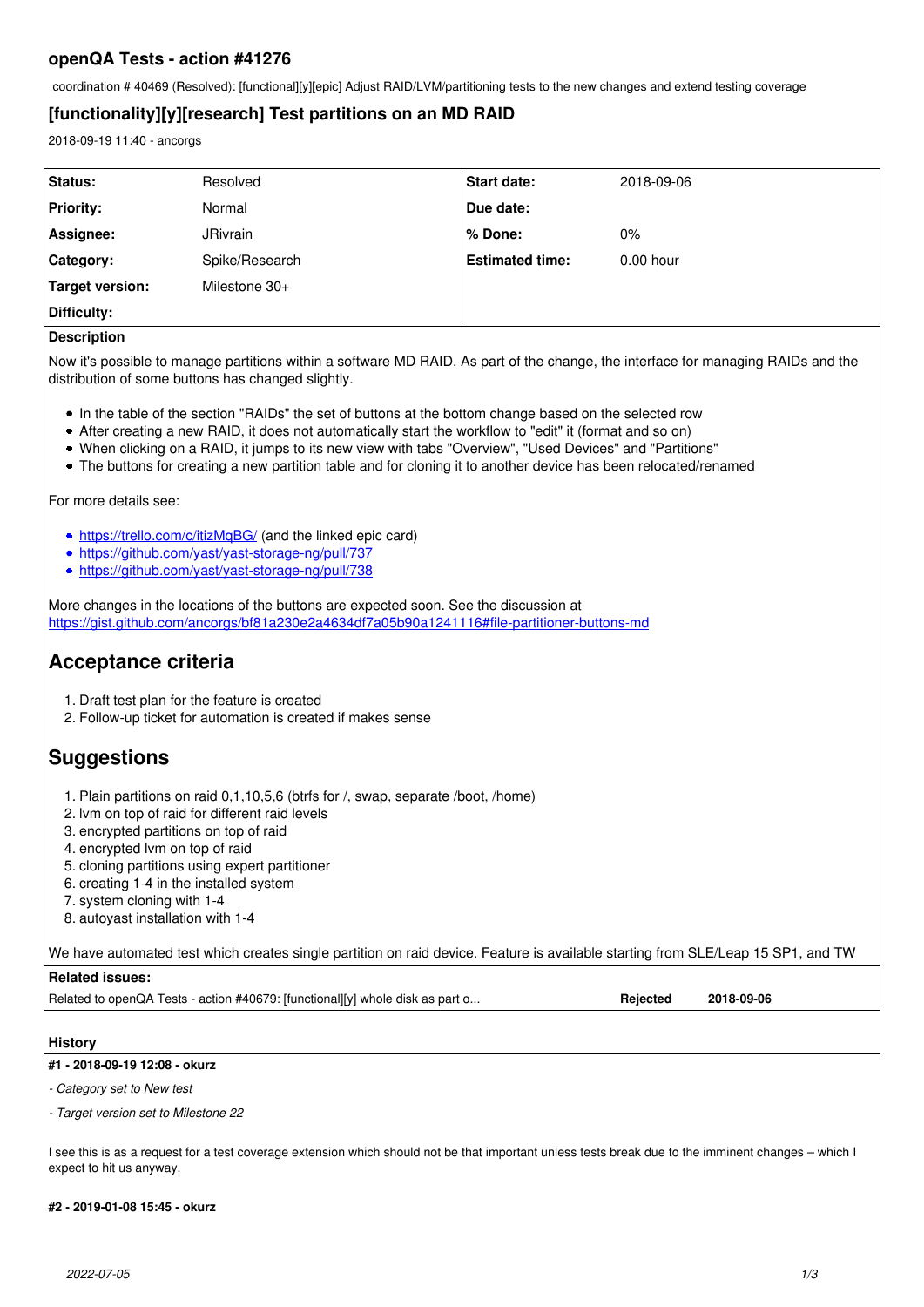## openQA Tests - action #41276

coordination # 40469 (Resolved): [functional][y][epic] Adjust RAID/LVM/partitioning tests to the new changes and extend testing coverage

## [functionality][y][research] Test partitions on an MD RAID

2018-09-19 11:40 - ancorgs

| | | | |
|---|---|---|---|
| **Status:** | Resolved | **Start date:** | 2018-09-06 |
| **Priority:** | Normal | **Due date:** | |
| **Assignee:** | JRivrain | **% Done:** | 0% |
| **Category:** | Spike/Research | **Estimated time:** | 0.00 hour |
| **Target version:** | Milestone 30+ | | |
| **Difficulty:** | | | |

**Description**

Now it's possible to manage partitions within a software MD RAID. As part of the change, the interface for managing RAIDs and the distribution of some buttons has changed slightly.

- In the table of the section "RAIDs" the set of buttons at the bottom change based on the selected row
- After creating a new RAID, it does not automatically start the workflow to "edit" it (format and so on)
- When clicking on a RAID, it jumps to its new view with tabs "Overview", "Used Devices" and "Partitions"
- The buttons for creating a new partition table and for cloning it to another device has been relocated/renamed

For more details see:

- https://trello.com/c/itizMqBG/ (and the linked epic card)
- https://github.com/yast/yast-storage-ng/pull/737
- https://github.com/yast/yast-storage-ng/pull/738

More changes in the locations of the buttons are expected soon. See the discussion at https://gist.github.com/ancorgs/bf81a230e2a4634df7a05b90a1241116#file-partitioner-buttons-md

## Acceptance criteria

1. Draft test plan for the feature is created
2. Follow-up ticket for automation is created if makes sense

## Suggestions

1. Plain partitions on raid 0,1,10,5,6 (btrfs for /, swap, separate /boot, /home)
2. lvm on top of raid for different raid levels
3. encrypted partitions on top of raid
4. encrypted lvm on top of raid
5. cloning partitions using expert partitioner
6. creating 1-4 in the installed system
7. system cloning with 1-4
8. autoyast installation with 1-4

We have automated test which creates single partition on raid device. Feature is available starting from SLE/Leap 15 SP1, and TW

**Related issues:**

| | | |
|---|---|---|
| Related to openQA Tests - action #40679: [functional][y] whole disk as part o... | **Rejected** | **2018-09-06** |

### History

**#1 - 2018-09-19 12:08 - okurz**

*- Category set to New test*

*- Target version set to Milestone 22*

I see this is as a request for a test coverage extension which should not be that important unless tests break due to the imminent changes – which I expect to hit us anyway.

**#2 - 2019-01-08 15:45 - okurz**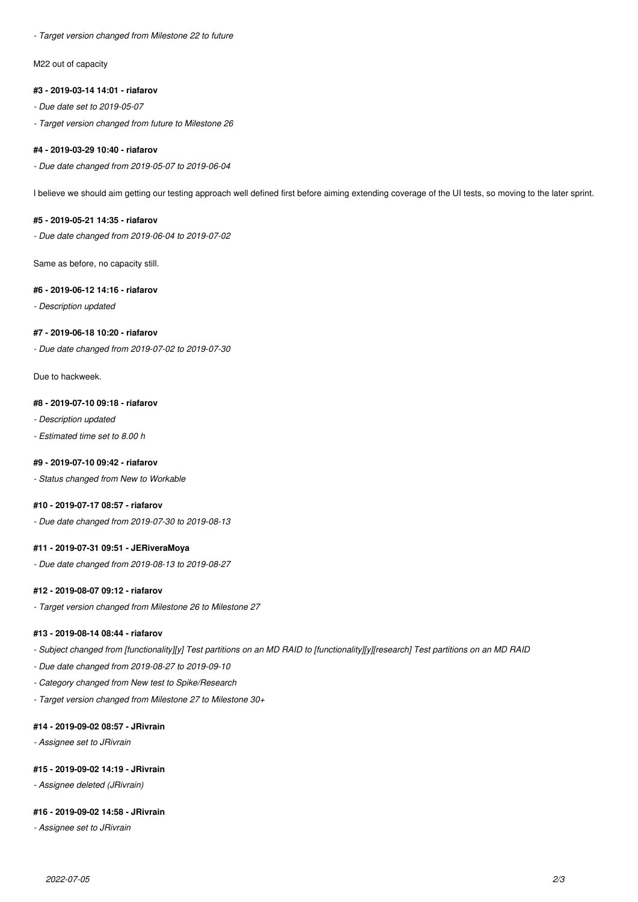*- Target version changed from Milestone 22 to future*

M22 out of capacity

#### #3 - 2019-03-14 14:01 - riafarov

*- Due date set to 2019-05-07*

*- Target version changed from future to Milestone 26*

#### #4 - 2019-03-29 10:40 - riafarov

*- Due date changed from 2019-05-07 to 2019-06-04*

I believe we should aim getting our testing approach well defined first before aiming extending coverage of the UI tests, so moving to the later sprint.

#### #5 - 2019-05-21 14:35 - riafarov

*- Due date changed from 2019-06-04 to 2019-07-02*

Same as before, no capacity still.

#### #6 - 2019-06-12 14:16 - riafarov

*- Description updated*

#### #7 - 2019-06-18 10:20 - riafarov

*- Due date changed from 2019-07-02 to 2019-07-30*

Due to hackweek.

#### #8 - 2019-07-10 09:18 - riafarov

*- Description updated*

*- Estimated time set to 8.00 h*

#### #9 - 2019-07-10 09:42 - riafarov

*- Status changed from New to Workable*

#### #10 - 2019-07-17 08:57 - riafarov

*- Due date changed from 2019-07-30 to 2019-08-13*

#### #11 - 2019-07-31 09:51 - JERiveraMoya

*- Due date changed from 2019-08-13 to 2019-08-27*

#### #12 - 2019-08-07 09:12 - riafarov

*- Target version changed from Milestone 26 to Milestone 27*

#### #13 - 2019-08-14 08:44 - riafarov

*- Subject changed from [functionality][y] Test partitions on an MD RAID to [functionality][y][research] Test partitions on an MD RAID*

*- Due date changed from 2019-08-27 to 2019-09-10*

*- Category changed from New test to Spike/Research*

*- Target version changed from Milestone 27 to Milestone 30+*

#### #14 - 2019-09-02 08:57 - JRivrain

*- Assignee set to JRivrain*

#### #15 - 2019-09-02 14:19 - JRivrain

*- Assignee deleted (JRivrain)*

#### #16 - 2019-09-02 14:58 - JRivrain

*- Assignee set to JRivrain*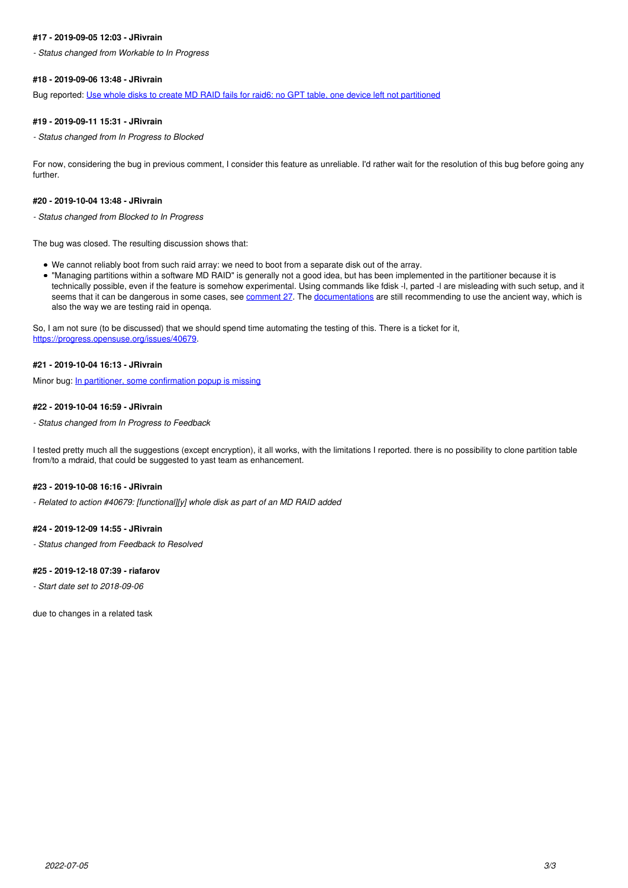#### #17 - 2019-09-05 12:03 - JRivrain

*- Status changed from Workable to In Progress*

#### #18 - 2019-09-06 13:48 - JRivrain

Bug reported: Use whole disks to create MD RAID fails for raid6: no GPT table, one device left not partitioned

#### #19 - 2019-09-11 15:31 - JRivrain

*- Status changed from In Progress to Blocked*

For now, considering the bug in previous comment, I consider this feature as unreliable. I'd rather wait for the resolution of this bug before going any further.

#### #20 - 2019-10-04 13:48 - JRivrain

*- Status changed from Blocked to In Progress*

The bug was closed. The resulting discussion shows that:

- We cannot reliably boot from such raid array: we need to boot from a separate disk out of the array.
- "Managing partitions within a software MD RAID" is generally not a good idea, but has been implemented in the partitioner because it is technically possible, even if the feature is somehow experimental. Using commands like fdisk -l, parted -l are misleading with such setup, and it seems that it can be dangerous in some cases, see comment 27. The documentations are still recommending to use the ancient way, which is also the way we are testing raid in openqa.

So, I am not sure (to be discussed) that we should spend time automating the testing of this. There is a ticket for it, https://progress.opensuse.org/issues/40679.

#### #21 - 2019-10-04 16:13 - JRivrain

Minor bug: In partitioner, some confirmation popup is missing

#### #22 - 2019-10-04 16:59 - JRivrain

*- Status changed from In Progress to Feedback*

I tested pretty much all the suggestions (except encryption), it all works, with the limitations I reported. there is no possibility to clone partition table from/to a mdraid, that could be suggested to yast team as enhancement.

#### #23 - 2019-10-08 16:16 - JRivrain

*- Related to action #40679: [functional][y] whole disk as part of an MD RAID added*

#### #24 - 2019-12-09 14:55 - JRivrain

*- Status changed from Feedback to Resolved*

#### #25 - 2019-12-18 07:39 - riafarov

*- Start date set to 2018-09-06*

due to changes in a related task